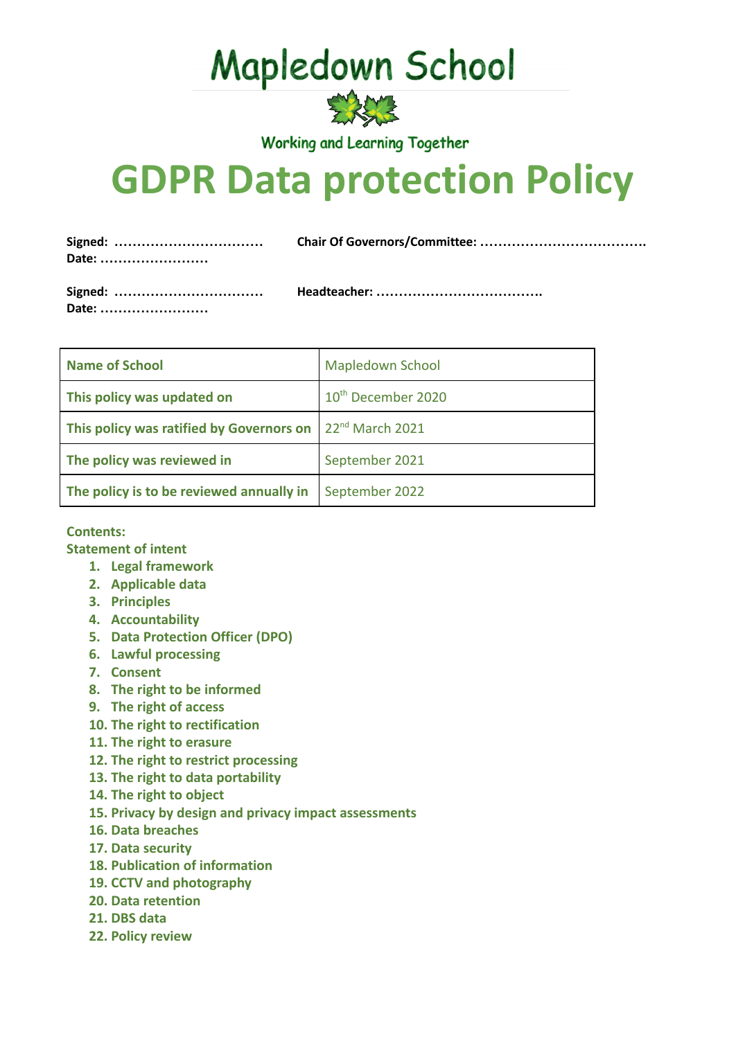# Mapledown School

Working and Learning Together

# GDPR Data protection Policy

**Signed: ……………………………** **Chair Of Governors/Committee: ……………………………….**
**Date: ……………………**

**Signed: ……………………………** **Headteacher: ……………………………….**
**Date: ……………………**

| Name of School | Mapledown School |
|---|---|
| This policy was updated on | 10th December 2020 |
| This policy was ratified by Governors on | 22nd March 2021 |
| The policy was reviewed in | September 2021 |
| The policy is to be reviewed annually in | September 2022 |

**Contents:**

**Statement of intent**

1. Legal framework
2. Applicable data
3. Principles
4. Accountability
5. Data Protection Officer (DPO)
6. Lawful processing
7. Consent
8. The right to be informed
9. The right of access
10. The right to rectification
11. The right to erasure
12. The right to restrict processing
13. The right to data portability
14. The right to object
15. Privacy by design and privacy impact assessments
16. Data breaches
17. Data security
18. Publication of information
19. CCTV and photography
20. Data retention
21. DBS data
22. Policy review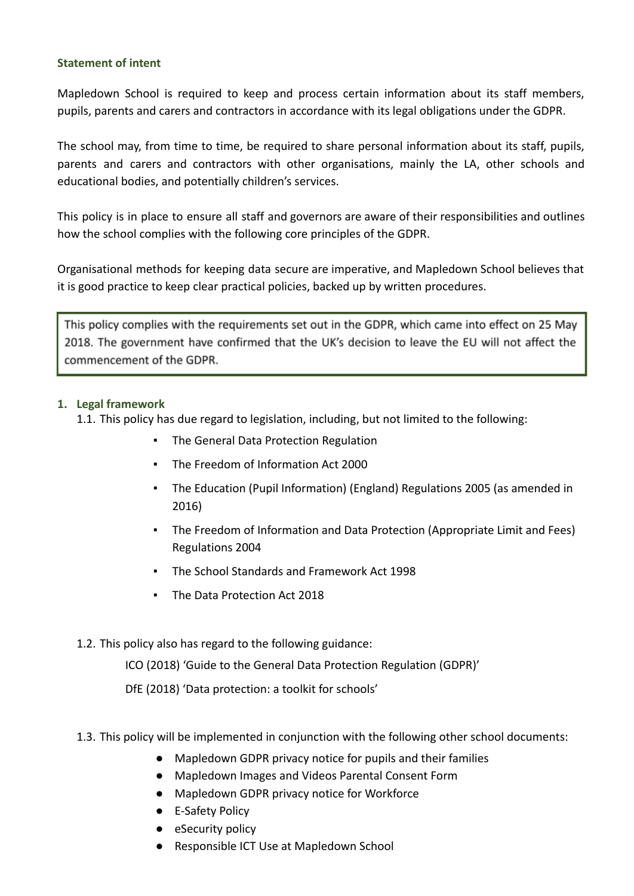**Statement of intent**

Mapledown School is required to keep and process certain information about its staff members, pupils, parents and carers and contractors in accordance with its legal obligations under the GDPR.

The school may, from time to time, be required to share personal information about its staff, pupils, parents and carers and contractors with other organisations, mainly the LA, other schools and educational bodies, and potentially children's services.

This policy is in place to ensure all staff and governors are aware of their responsibilities and outlines how the school complies with the following core principles of the GDPR.

Organisational methods for keeping data secure are imperative, and Mapledown School believes that it is good practice to keep clear practical policies, backed up by written procedures.

> This policy complies with the requirements set out in the GDPR, which came into effect on 25 May 2018. The government have confirmed that the UK's decision to leave the EU will not affect the commencement of the GDPR.

**1. Legal framework**

1.1. This policy has due regard to legislation, including, but not limited to the following:

- The General Data Protection Regulation
- The Freedom of Information Act 2000
- The Education (Pupil Information) (England) Regulations 2005 (as amended in 2016)
- The Freedom of Information and Data Protection (Appropriate Limit and Fees) Regulations 2004
- The School Standards and Framework Act 1998
- The Data Protection Act 2018

1.2. This policy also has regard to the following guidance:

ICO (2018) 'Guide to the General Data Protection Regulation (GDPR)'

DfE (2018) 'Data protection: a toolkit for schools'

1.3. This policy will be implemented in conjunction with the following other school documents:

- Mapledown GDPR privacy notice for pupils and their families
- Mapledown Images and Videos Parental Consent Form
- Mapledown GDPR privacy notice for Workforce
- E-Safety Policy
- eSecurity policy
- Responsible ICT Use at Mapledown School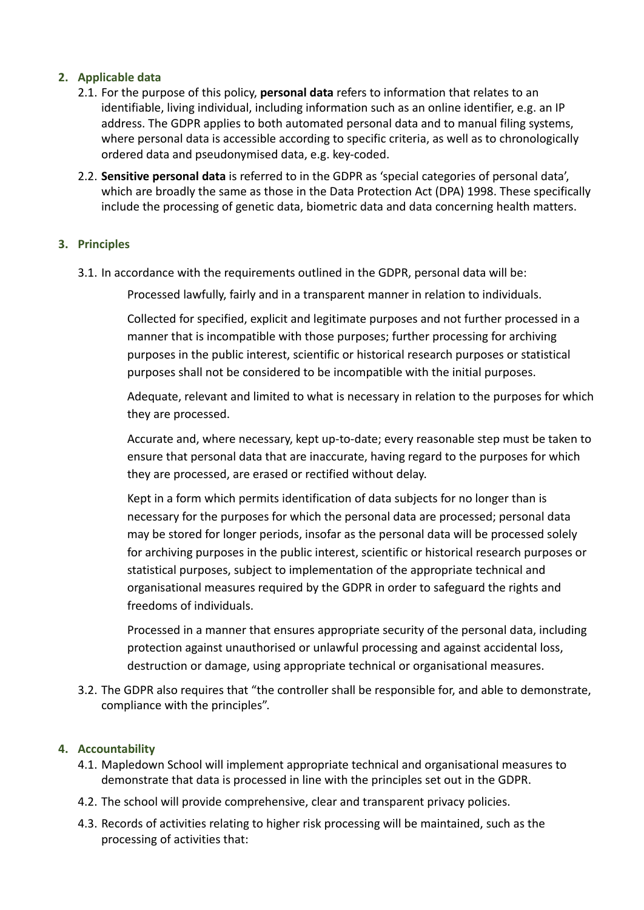## 2. Applicable data

2.1. For the purpose of this policy, **personal data** refers to information that relates to an identifiable, living individual, including information such as an online identifier, e.g. an IP address. The GDPR applies to both automated personal data and to manual filing systems, where personal data is accessible according to specific criteria, as well as to chronologically ordered data and pseudonymised data, e.g. key-coded.

2.2. **Sensitive personal data** is referred to in the GDPR as 'special categories of personal data', which are broadly the same as those in the Data Protection Act (DPA) 1998. These specifically include the processing of genetic data, biometric data and data concerning health matters.

## 3. Principles

3.1. In accordance with the requirements outlined in the GDPR, personal data will be:

- Processed lawfully, fairly and in a transparent manner in relation to individuals.
- Collected for specified, explicit and legitimate purposes and not further processed in a manner that is incompatible with those purposes; further processing for archiving purposes in the public interest, scientific or historical research purposes or statistical purposes shall not be considered to be incompatible with the initial purposes.
- Adequate, relevant and limited to what is necessary in relation to the purposes for which they are processed.
- Accurate and, where necessary, kept up-to-date; every reasonable step must be taken to ensure that personal data that are inaccurate, having regard to the purposes for which they are processed, are erased or rectified without delay.
- Kept in a form which permits identification of data subjects for no longer than is necessary for the purposes for which the personal data are processed; personal data may be stored for longer periods, insofar as the personal data will be processed solely for archiving purposes in the public interest, scientific or historical research purposes or statistical purposes, subject to implementation of the appropriate technical and organisational measures required by the GDPR in order to safeguard the rights and freedoms of individuals.
- Processed in a manner that ensures appropriate security of the personal data, including protection against unauthorised or unlawful processing and against accidental loss, destruction or damage, using appropriate technical or organisational measures.

3.2. The GDPR also requires that "the controller shall be responsible for, and able to demonstrate, compliance with the principles".

## 4. Accountability

4.1. Mapledown School will implement appropriate technical and organisational measures to demonstrate that data is processed in line with the principles set out in the GDPR.

4.2. The school will provide comprehensive, clear and transparent privacy policies.

4.3. Records of activities relating to higher risk processing will be maintained, such as the processing of activities that: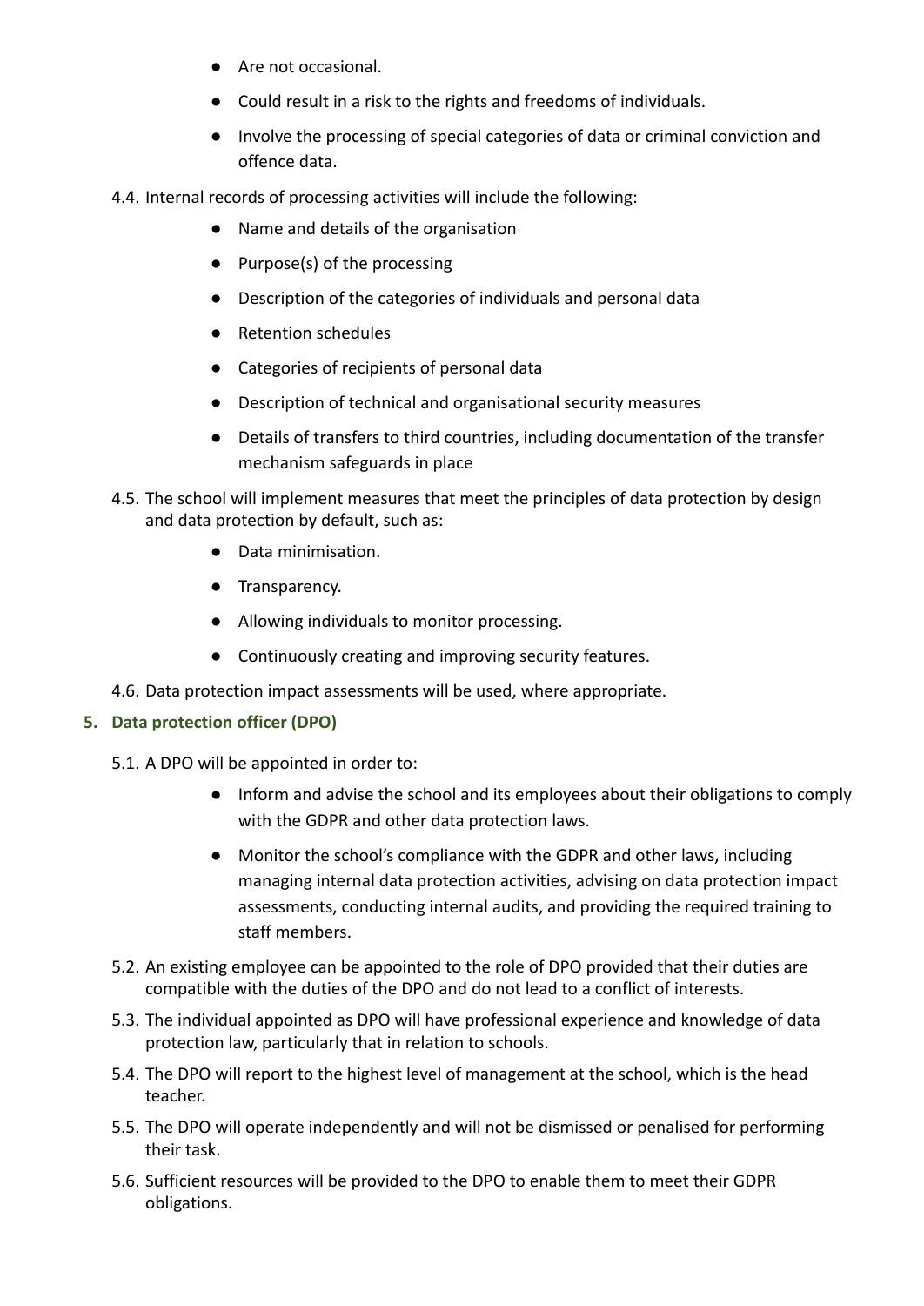- Are not occasional.
- Could result in a risk to the rights and freedoms of individuals.
- Involve the processing of special categories of data or criminal conviction and offence data.

4.4. Internal records of processing activities will include the following:

- Name and details of the organisation
- Purpose(s) of the processing
- Description of the categories of individuals and personal data
- Retention schedules
- Categories of recipients of personal data
- Description of technical and organisational security measures
- Details of transfers to third countries, including documentation of the transfer mechanism safeguards in place

4.5. The school will implement measures that meet the principles of data protection by design and data protection by default, such as:

- Data minimisation.
- Transparency.
- Allowing individuals to monitor processing.
- Continuously creating and improving security features.

4.6. Data protection impact assessments will be used, where appropriate.

## 5. Data protection officer (DPO)

5.1. A DPO will be appointed in order to:

- Inform and advise the school and its employees about their obligations to comply with the GDPR and other data protection laws.
- Monitor the school's compliance with the GDPR and other laws, including managing internal data protection activities, advising on data protection impact assessments, conducting internal audits, and providing the required training to staff members.

5.2. An existing employee can be appointed to the role of DPO provided that their duties are compatible with the duties of the DPO and do not lead to a conflict of interests.

5.3. The individual appointed as DPO will have professional experience and knowledge of data protection law, particularly that in relation to schools.

5.4. The DPO will report to the highest level of management at the school, which is the head teacher.

5.5. The DPO will operate independently and will not be dismissed or penalised for performing their task.

5.6. Sufficient resources will be provided to the DPO to enable them to meet their GDPR obligations.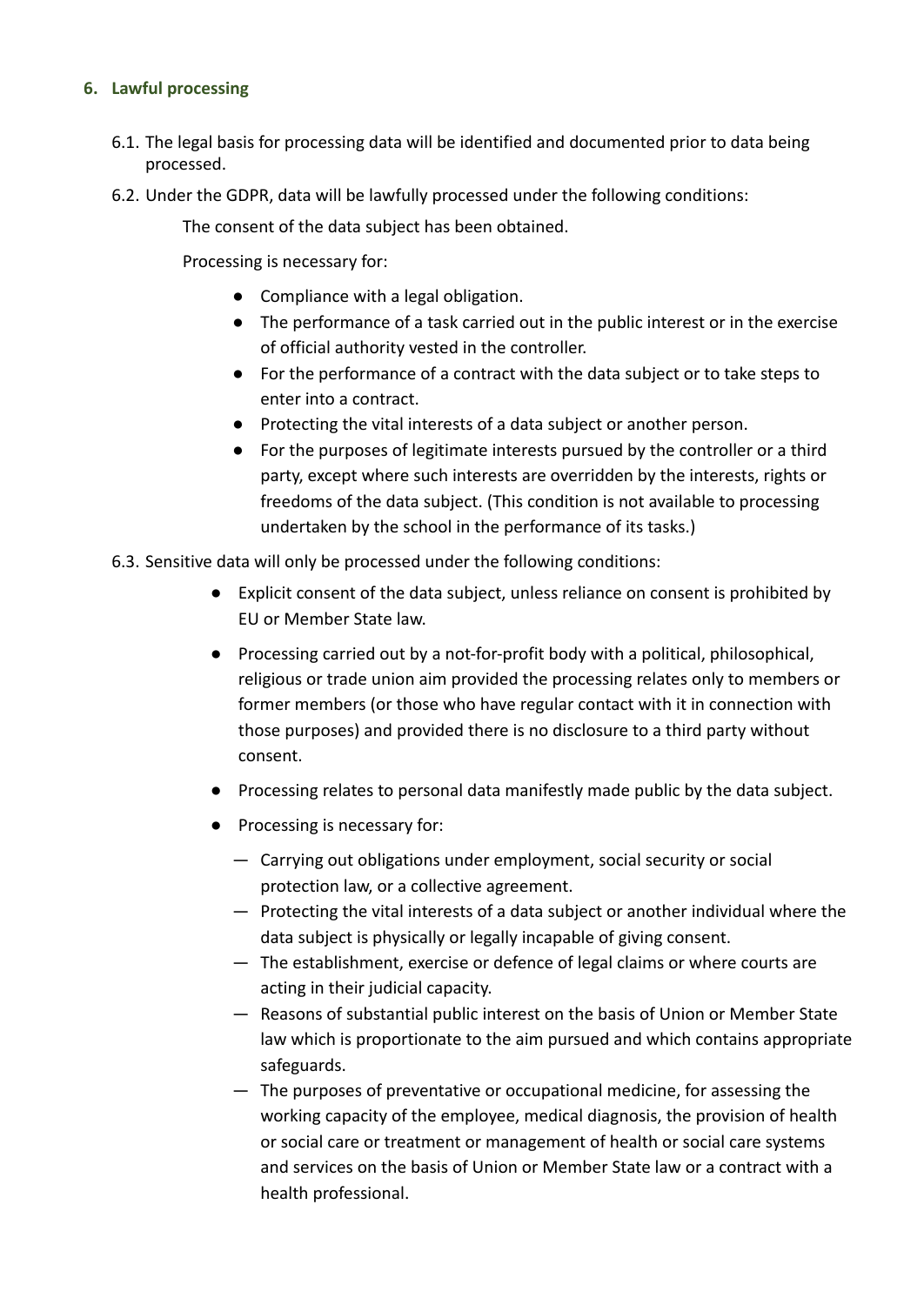### 6. Lawful processing

6.1. The legal basis for processing data will be identified and documented prior to data being processed.

6.2. Under the GDPR, data will be lawfully processed under the following conditions:

The consent of the data subject has been obtained.

Processing is necessary for:

- Compliance with a legal obligation.
- The performance of a task carried out in the public interest or in the exercise of official authority vested in the controller.
- For the performance of a contract with the data subject or to take steps to enter into a contract.
- Protecting the vital interests of a data subject or another person.
- For the purposes of legitimate interests pursued by the controller or a third party, except where such interests are overridden by the interests, rights or freedoms of the data subject. (This condition is not available to processing undertaken by the school in the performance of its tasks.)

6.3. Sensitive data will only be processed under the following conditions:

- Explicit consent of the data subject, unless reliance on consent is prohibited by EU or Member State law.
- Processing carried out by a not-for-profit body with a political, philosophical, religious or trade union aim provided the processing relates only to members or former members (or those who have regular contact with it in connection with those purposes) and provided there is no disclosure to a third party without consent.
- Processing relates to personal data manifestly made public by the data subject.
- Processing is necessary for:
  - Carrying out obligations under employment, social security or social protection law, or a collective agreement.
  - Protecting the vital interests of a data subject or another individual where the data subject is physically or legally incapable of giving consent.
  - The establishment, exercise or defence of legal claims or where courts are acting in their judicial capacity.
  - Reasons of substantial public interest on the basis of Union or Member State law which is proportionate to the aim pursued and which contains appropriate safeguards.
  - The purposes of preventative or occupational medicine, for assessing the working capacity of the employee, medical diagnosis, the provision of health or social care or treatment or management of health or social care systems and services on the basis of Union or Member State law or a contract with a health professional.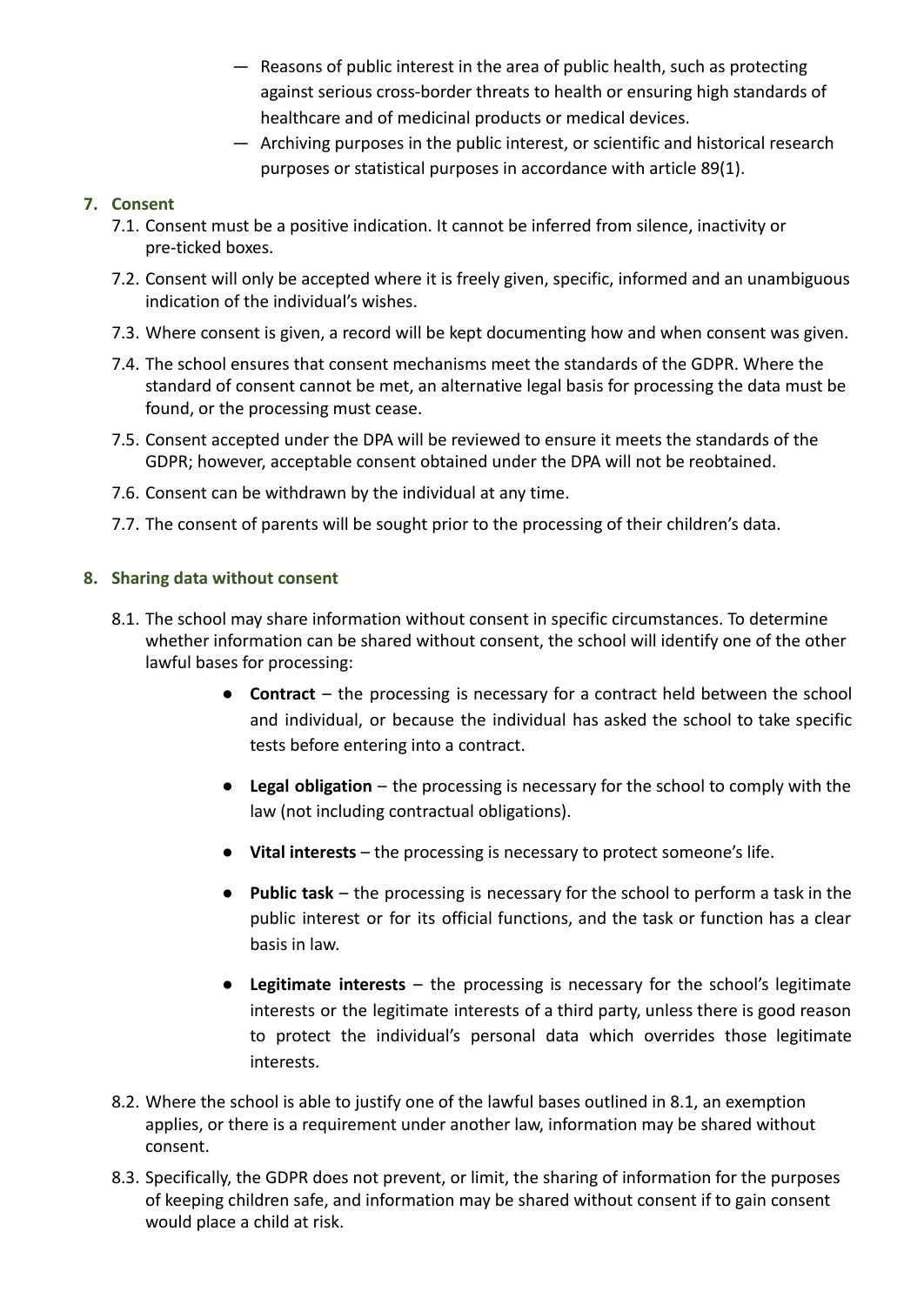- Reasons of public interest in the area of public health, such as protecting against serious cross-border threats to health or ensuring high standards of healthcare and of medicinal products or medical devices.
- Archiving purposes in the public interest, or scientific and historical research purposes or statistical purposes in accordance with article 89(1).

## 7. Consent

7.1. Consent must be a positive indication. It cannot be inferred from silence, inactivity or pre-ticked boxes.

7.2. Consent will only be accepted where it is freely given, specific, informed and an unambiguous indication of the individual's wishes.

7.3. Where consent is given, a record will be kept documenting how and when consent was given.

7.4. The school ensures that consent mechanisms meet the standards of the GDPR. Where the standard of consent cannot be met, an alternative legal basis for processing the data must be found, or the processing must cease.

7.5. Consent accepted under the DPA will be reviewed to ensure it meets the standards of the GDPR; however, acceptable consent obtained under the DPA will not be reobtained.

7.6. Consent can be withdrawn by the individual at any time.

7.7. The consent of parents will be sought prior to the processing of their children's data.

## 8. Sharing data without consent

8.1. The school may share information without consent in specific circumstances. To determine whether information can be shared without consent, the school will identify one of the other lawful bases for processing:

- **Contract** – the processing is necessary for a contract held between the school and individual, or because the individual has asked the school to take specific tests before entering into a contract.
- **Legal obligation** – the processing is necessary for the school to comply with the law (not including contractual obligations).
- **Vital interests** – the processing is necessary to protect someone's life.
- **Public task** – the processing is necessary for the school to perform a task in the public interest or for its official functions, and the task or function has a clear basis in law.
- **Legitimate interests** – the processing is necessary for the school's legitimate interests or the legitimate interests of a third party, unless there is good reason to protect the individual's personal data which overrides those legitimate interests.

8.2. Where the school is able to justify one of the lawful bases outlined in 8.1, an exemption applies, or there is a requirement under another law, information may be shared without consent.

8.3. Specifically, the GDPR does not prevent, or limit, the sharing of information for the purposes of keeping children safe, and information may be shared without consent if to gain consent would place a child at risk.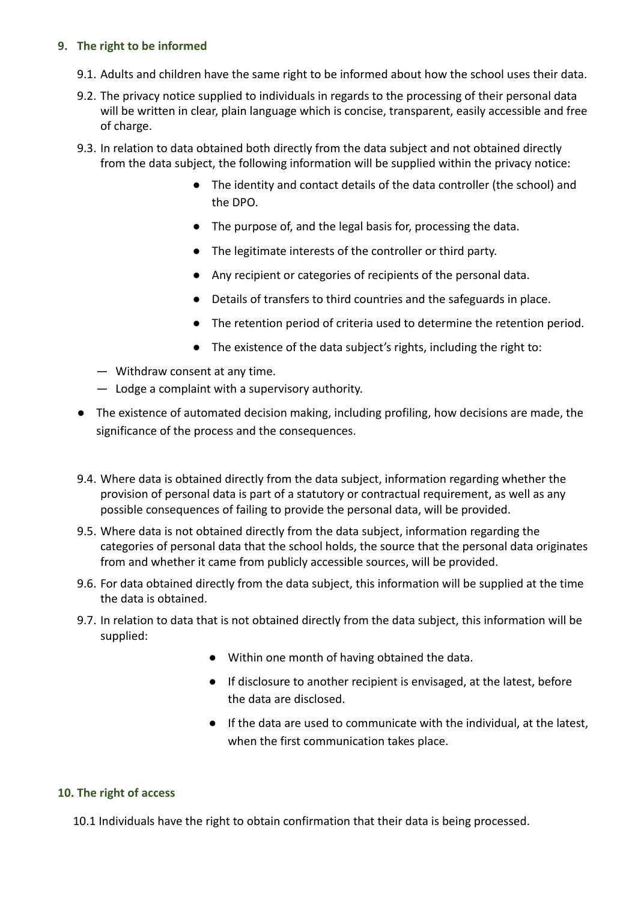## 9. The right to be informed

9.1. Adults and children have the same right to be informed about how the school uses their data.

9.2. The privacy notice supplied to individuals in regards to the processing of their personal data will be written in clear, plain language which is concise, transparent, easily accessible and free of charge.

9.3. In relation to data obtained both directly from the data subject and not obtained directly from the data subject, the following information will be supplied within the privacy notice:

- The identity and contact details of the data controller (the school) and the DPO.
- The purpose of, and the legal basis for, processing the data.
- The legitimate interests of the controller or third party.
- Any recipient or categories of recipients of the personal data.
- Details of transfers to third countries and the safeguards in place.
- The retention period of criteria used to determine the retention period.
- The existence of the data subject's rights, including the right to:
  - Withdraw consent at any time.
  - Lodge a complaint with a supervisory authority.
- The existence of automated decision making, including profiling, how decisions are made, the significance of the process and the consequences.

9.4. Where data is obtained directly from the data subject, information regarding whether the provision of personal data is part of a statutory or contractual requirement, as well as any possible consequences of failing to provide the personal data, will be provided.

9.5. Where data is not obtained directly from the data subject, information regarding the categories of personal data that the school holds, the source that the personal data originates from and whether it came from publicly accessible sources, will be provided.

9.6. For data obtained directly from the data subject, this information will be supplied at the time the data is obtained.

9.7. In relation to data that is not obtained directly from the data subject, this information will be supplied:

- Within one month of having obtained the data.
- If disclosure to another recipient is envisaged, at the latest, before the data are disclosed.
- If the data are used to communicate with the individual, at the latest, when the first communication takes place.

## 10. The right of access

10.1 Individuals have the right to obtain confirmation that their data is being processed.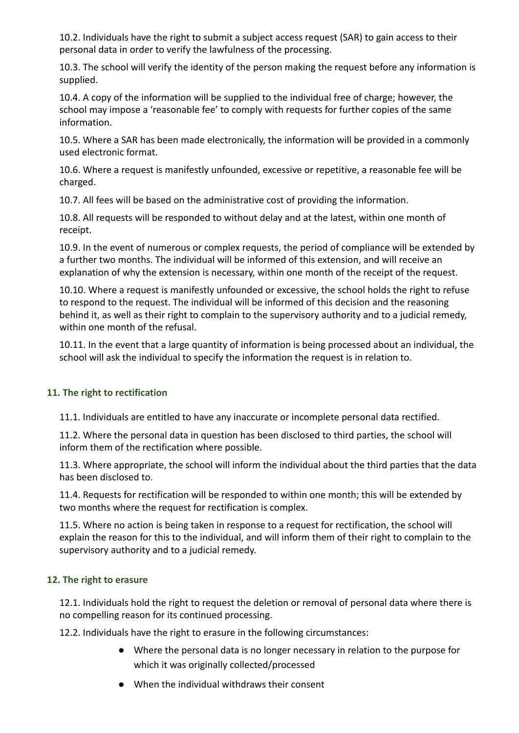10.2. Individuals have the right to submit a subject access request (SAR) to gain access to their personal data in order to verify the lawfulness of the processing.

10.3. The school will verify the identity of the person making the request before any information is supplied.

10.4. A copy of the information will be supplied to the individual free of charge; however, the school may impose a 'reasonable fee' to comply with requests for further copies of the same information.

10.5. Where a SAR has been made electronically, the information will be provided in a commonly used electronic format.

10.6. Where a request is manifestly unfounded, excessive or repetitive, a reasonable fee will be charged.

10.7. All fees will be based on the administrative cost of providing the information.

10.8. All requests will be responded to without delay and at the latest, within one month of receipt.

10.9. In the event of numerous or complex requests, the period of compliance will be extended by a further two months. The individual will be informed of this extension, and will receive an explanation of why the extension is necessary, within one month of the receipt of the request.

10.10. Where a request is manifestly unfounded or excessive, the school holds the right to refuse to respond to the request. The individual will be informed of this decision and the reasoning behind it, as well as their right to complain to the supervisory authority and to a judicial remedy, within one month of the refusal.

10.11. In the event that a large quantity of information is being processed about an individual, the school will ask the individual to specify the information the request is in relation to.

### 11. The right to rectification

11.1. Individuals are entitled to have any inaccurate or incomplete personal data rectified.

11.2. Where the personal data in question has been disclosed to third parties, the school will inform them of the rectification where possible.

11.3. Where appropriate, the school will inform the individual about the third parties that the data has been disclosed to.

11.4. Requests for rectification will be responded to within one month; this will be extended by two months where the request for rectification is complex.

11.5. Where no action is being taken in response to a request for rectification, the school will explain the reason for this to the individual, and will inform them of their right to complain to the supervisory authority and to a judicial remedy.

### 12. The right to erasure

12.1. Individuals hold the right to request the deletion or removal of personal data where there is no compelling reason for its continued processing.

12.2. Individuals have the right to erasure in the following circumstances:

- Where the personal data is no longer necessary in relation to the purpose for which it was originally collected/processed
- When the individual withdraws their consent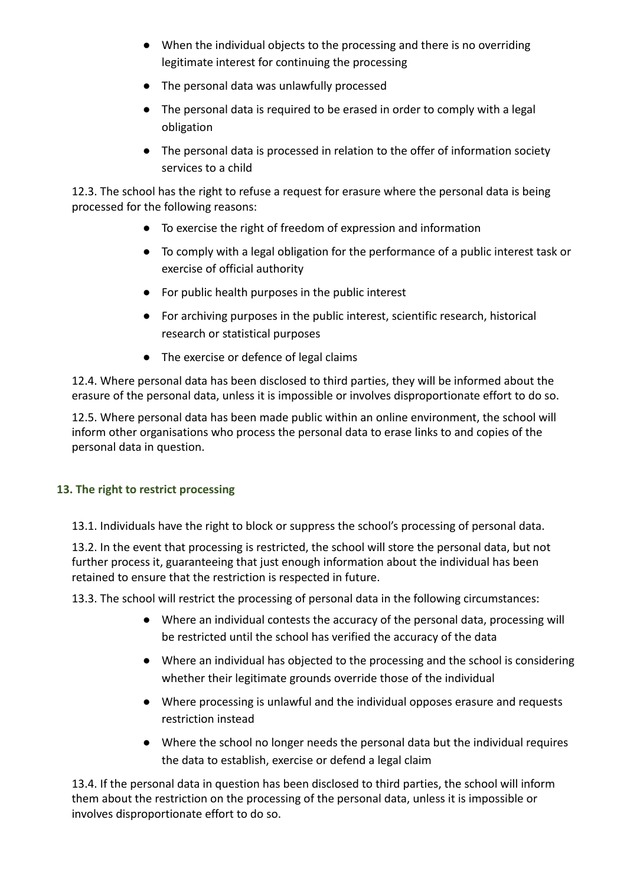- When the individual objects to the processing and there is no overriding legitimate interest for continuing the processing
- The personal data was unlawfully processed
- The personal data is required to be erased in order to comply with a legal obligation
- The personal data is processed in relation to the offer of information society services to a child

12.3. The school has the right to refuse a request for erasure where the personal data is being processed for the following reasons:

- To exercise the right of freedom of expression and information
- To comply with a legal obligation for the performance of a public interest task or exercise of official authority
- For public health purposes in the public interest
- For archiving purposes in the public interest, scientific research, historical research or statistical purposes
- The exercise or defence of legal claims

12.4. Where personal data has been disclosed to third parties, they will be informed about the erasure of the personal data, unless it is impossible or involves disproportionate effort to do so.

12.5. Where personal data has been made public within an online environment, the school will inform other organisations who process the personal data to erase links to and copies of the personal data in question.

### 13. The right to restrict processing

13.1. Individuals have the right to block or suppress the school's processing of personal data.

13.2. In the event that processing is restricted, the school will store the personal data, but not further process it, guaranteeing that just enough information about the individual has been retained to ensure that the restriction is respected in future.

13.3. The school will restrict the processing of personal data in the following circumstances:

- Where an individual contests the accuracy of the personal data, processing will be restricted until the school has verified the accuracy of the data
- Where an individual has objected to the processing and the school is considering whether their legitimate grounds override those of the individual
- Where processing is unlawful and the individual opposes erasure and requests restriction instead
- Where the school no longer needs the personal data but the individual requires the data to establish, exercise or defend a legal claim

13.4. If the personal data in question has been disclosed to third parties, the school will inform them about the restriction on the processing of the personal data, unless it is impossible or involves disproportionate effort to do so.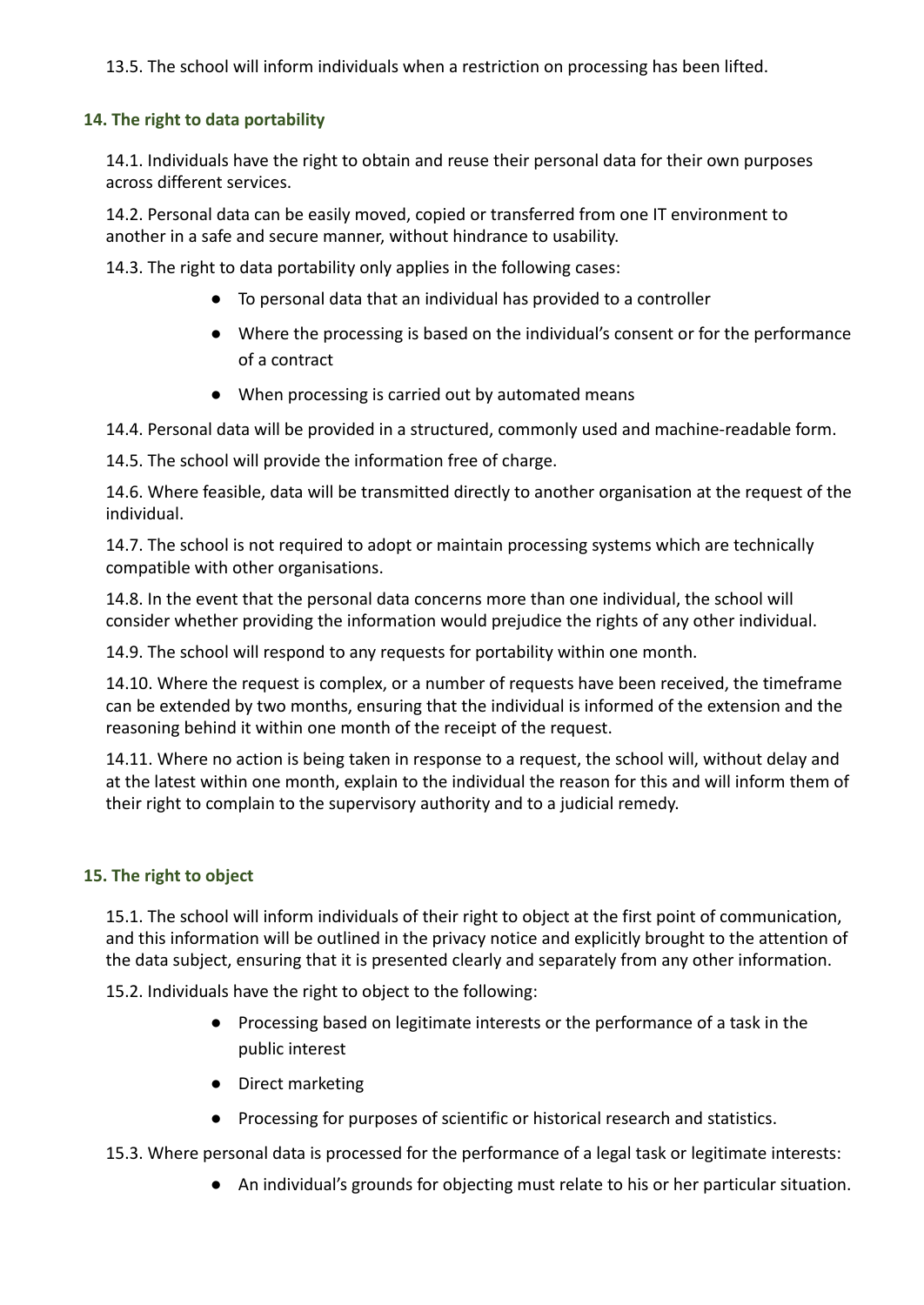13.5. The school will inform individuals when a restriction on processing has been lifted.

### 14. The right to data portability

14.1. Individuals have the right to obtain and reuse their personal data for their own purposes across different services.

14.2. Personal data can be easily moved, copied or transferred from one IT environment to another in a safe and secure manner, without hindrance to usability.

14.3. The right to data portability only applies in the following cases:

- To personal data that an individual has provided to a controller
- Where the processing is based on the individual's consent or for the performance of a contract
- When processing is carried out by automated means

14.4. Personal data will be provided in a structured, commonly used and machine-readable form.

14.5. The school will provide the information free of charge.

14.6. Where feasible, data will be transmitted directly to another organisation at the request of the individual.

14.7. The school is not required to adopt or maintain processing systems which are technically compatible with other organisations.

14.8. In the event that the personal data concerns more than one individual, the school will consider whether providing the information would prejudice the rights of any other individual.

14.9. The school will respond to any requests for portability within one month.

14.10. Where the request is complex, or a number of requests have been received, the timeframe can be extended by two months, ensuring that the individual is informed of the extension and the reasoning behind it within one month of the receipt of the request.

14.11. Where no action is being taken in response to a request, the school will, without delay and at the latest within one month, explain to the individual the reason for this and will inform them of their right to complain to the supervisory authority and to a judicial remedy.

### 15. The right to object

15.1. The school will inform individuals of their right to object at the first point of communication, and this information will be outlined in the privacy notice and explicitly brought to the attention of the data subject, ensuring that it is presented clearly and separately from any other information.

15.2. Individuals have the right to object to the following:

- Processing based on legitimate interests or the performance of a task in the public interest
- Direct marketing
- Processing for purposes of scientific or historical research and statistics.

15.3. Where personal data is processed for the performance of a legal task or legitimate interests:

- An individual's grounds for objecting must relate to his or her particular situation.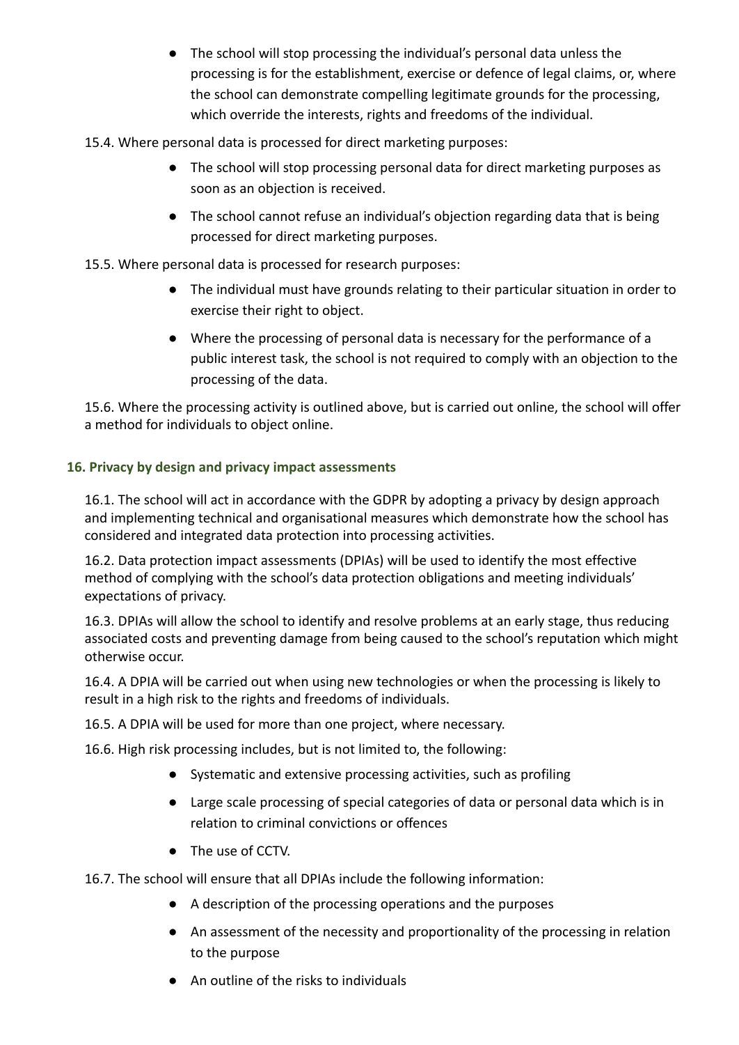- The school will stop processing the individual's personal data unless the processing is for the establishment, exercise or defence of legal claims, or, where the school can demonstrate compelling legitimate grounds for the processing, which override the interests, rights and freedoms of the individual.

15.4. Where personal data is processed for direct marketing purposes:

- The school will stop processing personal data for direct marketing purposes as soon as an objection is received.
- The school cannot refuse an individual's objection regarding data that is being processed for direct marketing purposes.

15.5. Where personal data is processed for research purposes:

- The individual must have grounds relating to their particular situation in order to exercise their right to object.
- Where the processing of personal data is necessary for the performance of a public interest task, the school is not required to comply with an objection to the processing of the data.

15.6. Where the processing activity is outlined above, but is carried out online, the school will offer a method for individuals to object online.

### 16. Privacy by design and privacy impact assessments

16.1. The school will act in accordance with the GDPR by adopting a privacy by design approach and implementing technical and organisational measures which demonstrate how the school has considered and integrated data protection into processing activities.

16.2. Data protection impact assessments (DPIAs) will be used to identify the most effective method of complying with the school's data protection obligations and meeting individuals' expectations of privacy.

16.3. DPIAs will allow the school to identify and resolve problems at an early stage, thus reducing associated costs and preventing damage from being caused to the school's reputation which might otherwise occur.

16.4. A DPIA will be carried out when using new technologies or when the processing is likely to result in a high risk to the rights and freedoms of individuals.

16.5. A DPIA will be used for more than one project, where necessary.

16.6. High risk processing includes, but is not limited to, the following:

- Systematic and extensive processing activities, such as profiling
- Large scale processing of special categories of data or personal data which is in relation to criminal convictions or offences
- The use of CCTV.

16.7. The school will ensure that all DPIAs include the following information:

- A description of the processing operations and the purposes
- An assessment of the necessity and proportionality of the processing in relation to the purpose
- An outline of the risks to individuals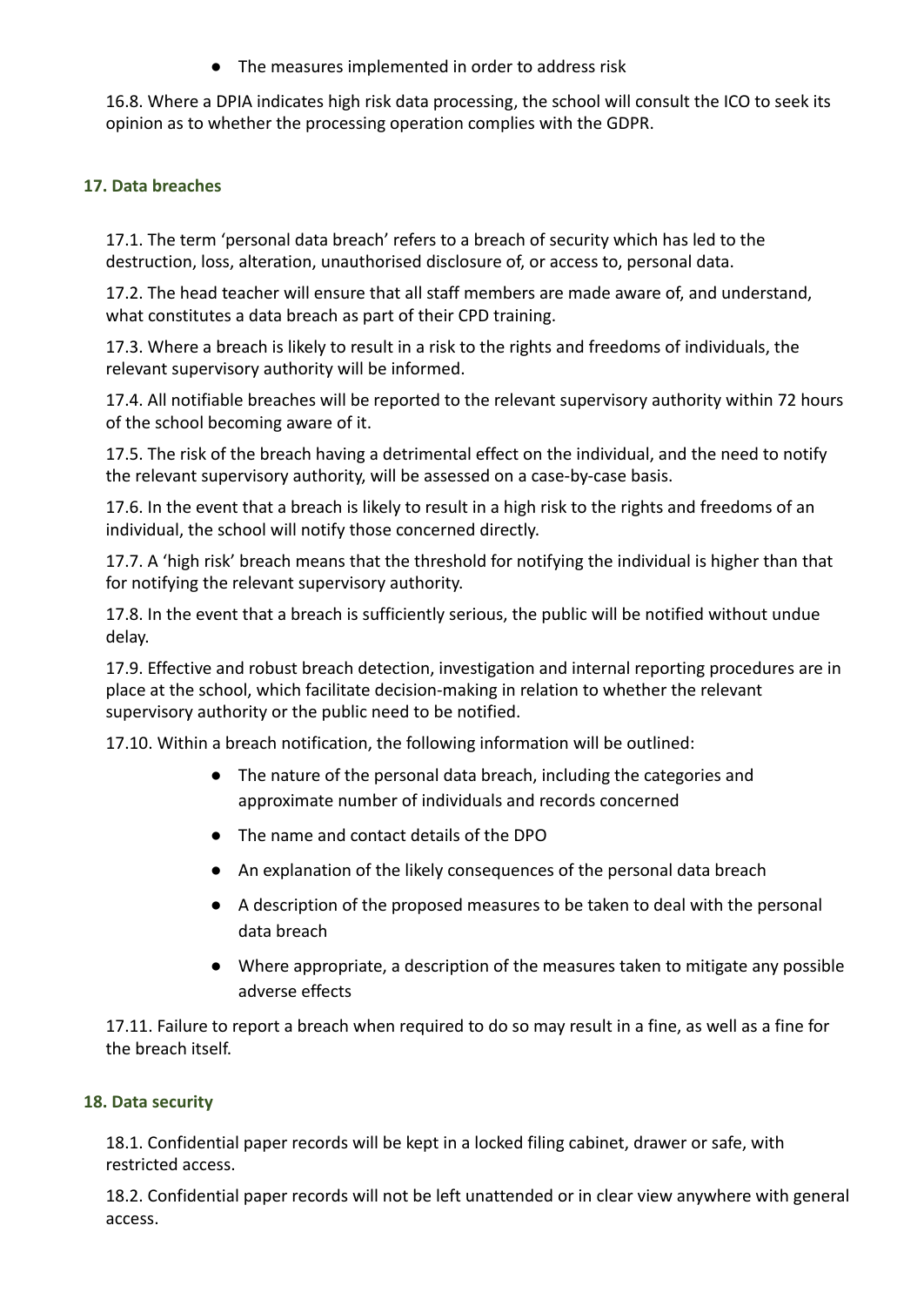- The measures implemented in order to address risk

16.8. Where a DPIA indicates high risk data processing, the school will consult the ICO to seek its opinion as to whether the processing operation complies with the GDPR.

### 17. Data breaches

17.1. The term 'personal data breach' refers to a breach of security which has led to the destruction, loss, alteration, unauthorised disclosure of, or access to, personal data.

17.2. The head teacher will ensure that all staff members are made aware of, and understand, what constitutes a data breach as part of their CPD training.

17.3. Where a breach is likely to result in a risk to the rights and freedoms of individuals, the relevant supervisory authority will be informed.

17.4. All notifiable breaches will be reported to the relevant supervisory authority within 72 hours of the school becoming aware of it.

17.5. The risk of the breach having a detrimental effect on the individual, and the need to notify the relevant supervisory authority, will be assessed on a case-by-case basis.

17.6. In the event that a breach is likely to result in a high risk to the rights and freedoms of an individual, the school will notify those concerned directly.

17.7. A 'high risk' breach means that the threshold for notifying the individual is higher than that for notifying the relevant supervisory authority.

17.8. In the event that a breach is sufficiently serious, the public will be notified without undue delay.

17.9. Effective and robust breach detection, investigation and internal reporting procedures are in place at the school, which facilitate decision-making in relation to whether the relevant supervisory authority or the public need to be notified.

17.10. Within a breach notification, the following information will be outlined:

- The nature of the personal data breach, including the categories and approximate number of individuals and records concerned
- The name and contact details of the DPO
- An explanation of the likely consequences of the personal data breach
- A description of the proposed measures to be taken to deal with the personal data breach
- Where appropriate, a description of the measures taken to mitigate any possible adverse effects

17.11. Failure to report a breach when required to do so may result in a fine, as well as a fine for the breach itself.

### 18. Data security

18.1. Confidential paper records will be kept in a locked filing cabinet, drawer or safe, with restricted access.

18.2. Confidential paper records will not be left unattended or in clear view anywhere with general access.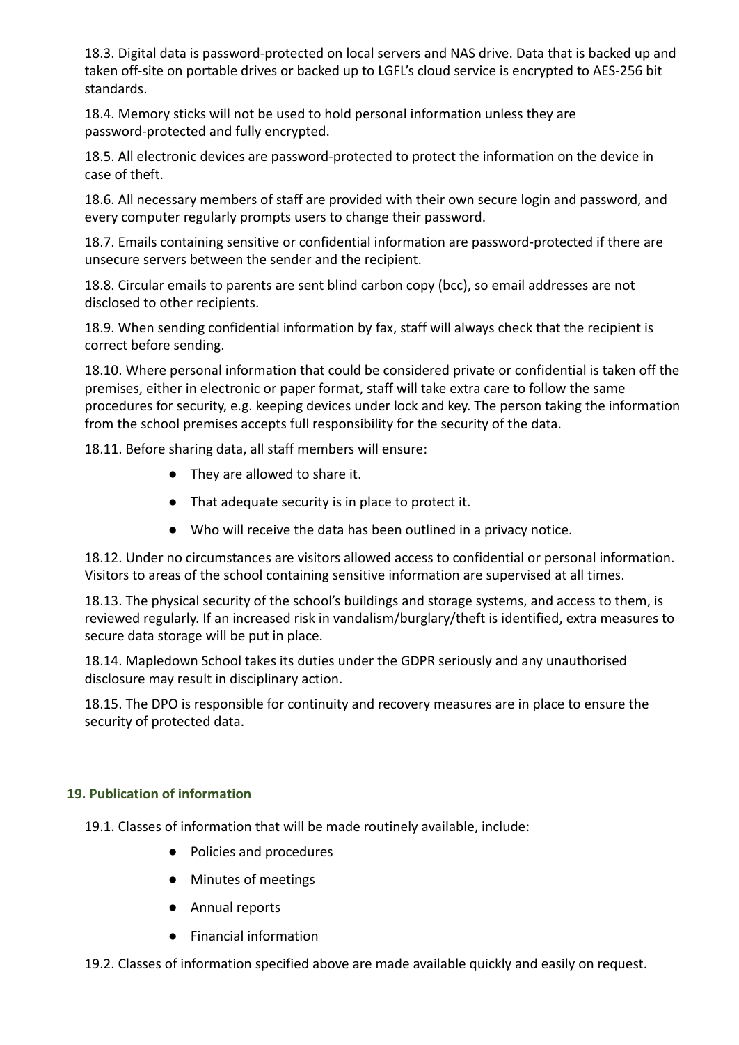18.3. Digital data is password-protected on local servers and NAS drive. Data that is backed up and taken off-site on portable drives or backed up to LGFL's cloud service is encrypted to AES-256 bit standards.

18.4. Memory sticks will not be used to hold personal information unless they are password-protected and fully encrypted.

18.5. All electronic devices are password-protected to protect the information on the device in case of theft.

18.6. All necessary members of staff are provided with their own secure login and password, and every computer regularly prompts users to change their password.

18.7. Emails containing sensitive or confidential information are password-protected if there are unsecure servers between the sender and the recipient.

18.8. Circular emails to parents are sent blind carbon copy (bcc), so email addresses are not disclosed to other recipients.

18.9. When sending confidential information by fax, staff will always check that the recipient is correct before sending.

18.10. Where personal information that could be considered private or confidential is taken off the premises, either in electronic or paper format, staff will take extra care to follow the same procedures for security, e.g. keeping devices under lock and key. The person taking the information from the school premises accepts full responsibility for the security of the data.

18.11. Before sharing data, all staff members will ensure:

- They are allowed to share it.
- That adequate security is in place to protect it.
- Who will receive the data has been outlined in a privacy notice.

18.12. Under no circumstances are visitors allowed access to confidential or personal information. Visitors to areas of the school containing sensitive information are supervised at all times.

18.13. The physical security of the school's buildings and storage systems, and access to them, is reviewed regularly. If an increased risk in vandalism/burglary/theft is identified, extra measures to secure data storage will be put in place.

18.14. Mapledown School takes its duties under the GDPR seriously and any unauthorised disclosure may result in disciplinary action.

18.15. The DPO is responsible for continuity and recovery measures are in place to ensure the security of protected data.

## 19. Publication of information

19.1. Classes of information that will be made routinely available, include:

- Policies and procedures
- Minutes of meetings
- Annual reports
- Financial information

19.2. Classes of information specified above are made available quickly and easily on request.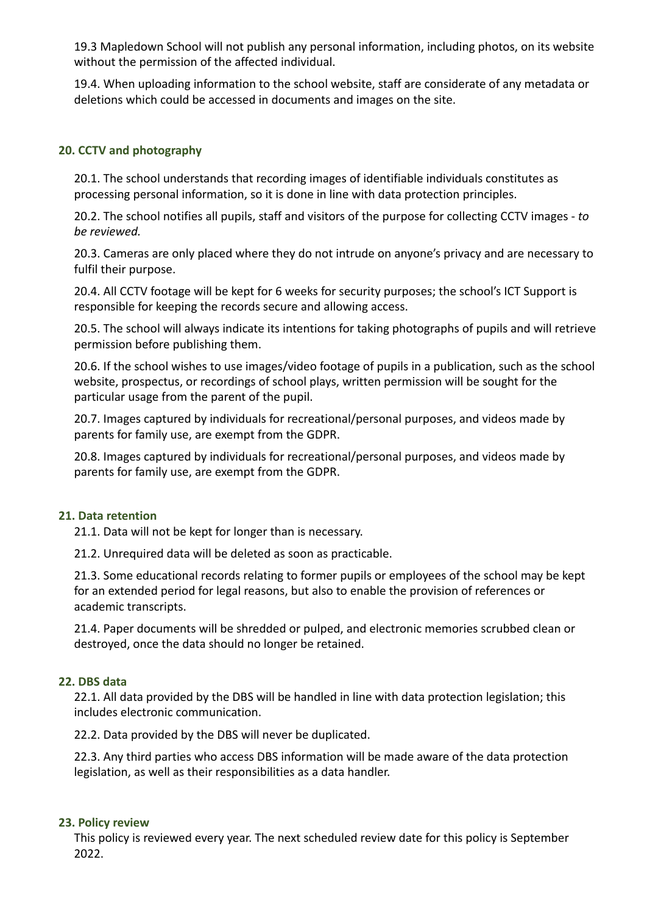19.3 Mapledown School will not publish any personal information, including photos, on its website without the permission of the affected individual.

19.4. When uploading information to the school website, staff are considerate of any metadata or deletions which could be accessed in documents and images on the site.

### 20. CCTV and photography

20.1. The school understands that recording images of identifiable individuals constitutes as processing personal information, so it is done in line with data protection principles.

20.2. The school notifies all pupils, staff and visitors of the purpose for collecting CCTV images - *to be reviewed.*

20.3. Cameras are only placed where they do not intrude on anyone's privacy and are necessary to fulfil their purpose.

20.4. All CCTV footage will be kept for 6 weeks for security purposes; the school's ICT Support is responsible for keeping the records secure and allowing access.

20.5. The school will always indicate its intentions for taking photographs of pupils and will retrieve permission before publishing them.

20.6. If the school wishes to use images/video footage of pupils in a publication, such as the school website, prospectus, or recordings of school plays, written permission will be sought for the particular usage from the parent of the pupil.

20.7. Images captured by individuals for recreational/personal purposes, and videos made by parents for family use, are exempt from the GDPR.

20.8. Images captured by individuals for recreational/personal purposes, and videos made by parents for family use, are exempt from the GDPR.

### 21. Data retention

21.1. Data will not be kept for longer than is necessary.

21.2. Unrequired data will be deleted as soon as practicable.

21.3. Some educational records relating to former pupils or employees of the school may be kept for an extended period for legal reasons, but also to enable the provision of references or academic transcripts.

21.4. Paper documents will be shredded or pulped, and electronic memories scrubbed clean or destroyed, once the data should no longer be retained.

### 22. DBS data

22.1. All data provided by the DBS will be handled in line with data protection legislation; this includes electronic communication.

22.2. Data provided by the DBS will never be duplicated.

22.3. Any third parties who access DBS information will be made aware of the data protection legislation, as well as their responsibilities as a data handler.

### 23. Policy review

This policy is reviewed every year. The next scheduled review date for this policy is September 2022.